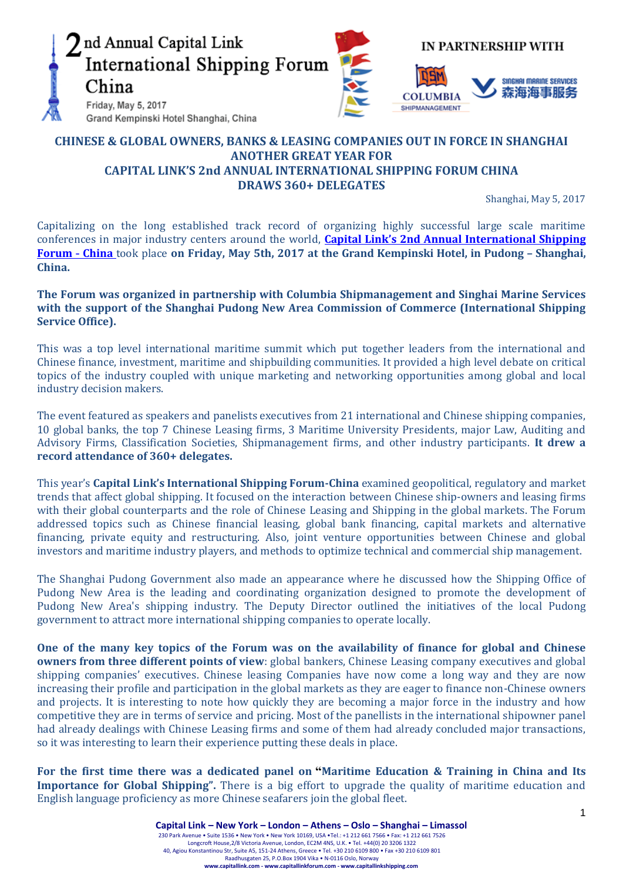2nd Annual Capital Link International Shipping Forum China

Friday, May 5, 2017

Grand Kempinski Hotel Shanghai, China

IN PARTNERSHIP WITH

COLUMBIA SHIPMANAGEMENT

SINGHAI MARINE SERVICES 森海海事服务

## CHINESE & GLOBAL OWNERS, BANKS & LEASING COMPANIES OUT IN FORCE IN SHANGHAI ANOTHER GREAT YEAR FOR CAPITAL LINK'S 2nd ANNUAL INTERNATIONAL SHIPPING FORUM CHINA DRAWS 360+ DELEGATES

Shanghai, May 5, 2017

Capitalizing on the long established track record of organizing highly successful large scale maritime conferences in major industry centers around the world, **Capital Link's 2nd Annual International Shipping Forum - China** took place **on Friday, May 5th, 2017 at the Grand Kempinski Hotel, in Pudong – Shanghai, China.**

**The Forum was organized in partnership with Columbia Shipmanagement and Singhai Marine Services with the support of the Shanghai Pudong New Area Commission of Commerce (International Shipping Service Office).**

This was a top level international maritime summit which put together leaders from the international and Chinese finance, investment, maritime and shipbuilding communities. It provided a high level debate on critical topics of the industry coupled with unique marketing and networking opportunities among global and local industry decision makers.

The event featured as speakers and panelists executives from 21 international and Chinese shipping companies, 10 global banks, the top 7 Chinese Leasing firms, 3 Maritime University Presidents, major Law, Auditing and Advisory Firms, Classification Societies, Shipmanagement firms, and other industry participants. **It drew a record attendance of 360+ delegates.**

This year's **Capital Link's International Shipping Forum-China** examined geopolitical, regulatory and market trends that affect global shipping. It focused on the interaction between Chinese ship-owners and leasing firms with their global counterparts and the role of Chinese Leasing and Shipping in the global markets. The Forum addressed topics such as Chinese financial leasing, global bank financing, capital markets and alternative financing, private equity and restructuring. Also, joint venture opportunities between Chinese and global investors and maritime industry players, and methods to optimize technical and commercial ship management.

The Shanghai Pudong Government also made an appearance where he discussed how the Shipping Office of Pudong New Area is the leading and coordinating organization designed to promote the development of Pudong New Area's shipping industry. The Deputy Director outlined the initiatives of the local Pudong government to attract more international shipping companies to operate locally.

**One of the many key topics of the Forum was on the availability of finance for global and Chinese owners from three different points of view**: global bankers, Chinese Leasing company executives and global shipping companies' executives. Chinese leasing Companies have now come a long way and they are now increasing their profile and participation in the global markets as they are eager to finance non-Chinese owners and projects. It is interesting to note how quickly they are becoming a major force in the industry and how competitive they are in terms of service and pricing. Most of the panellists in the international shipowner panel had already dealings with Chinese Leasing firms and some of them had already concluded major transactions, so it was interesting to learn their experience putting these deals in place.

**For the first time there was a dedicated panel on "Maritime Education & Training in China and Its Importance for Global Shipping".** There is a big effort to upgrade the quality of maritime education and English language proficiency as more Chinese seafarers join the global fleet.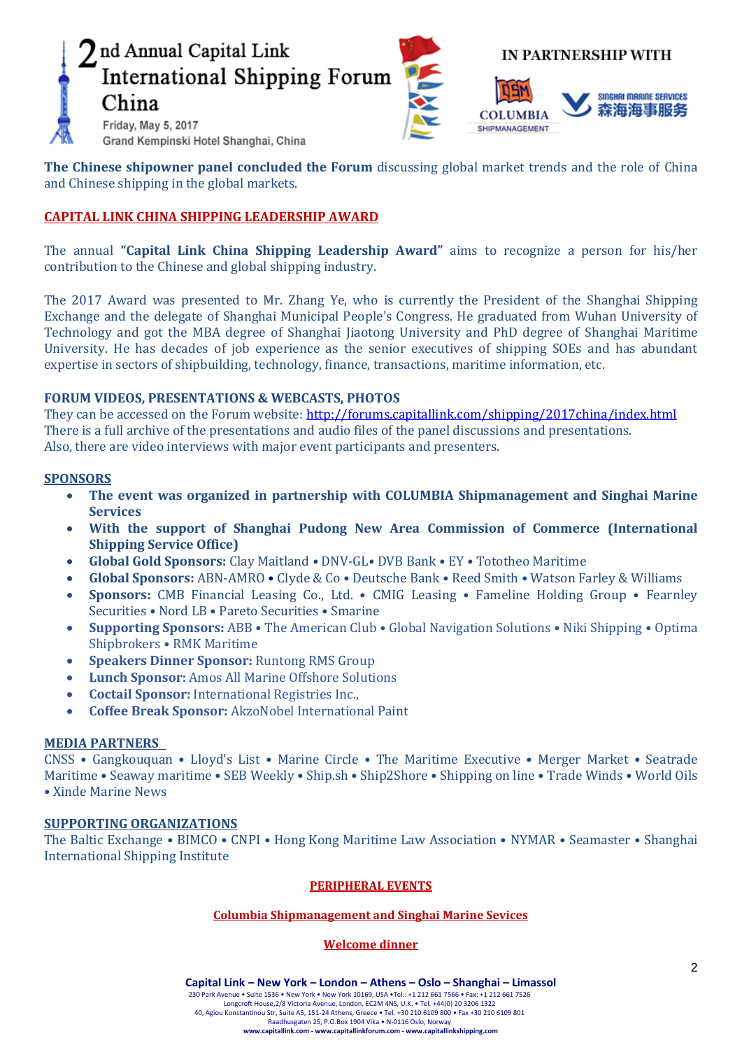**The Chinese shipowner panel concluded the Forum** discussing global market trends and the role of China and Chinese shipping in the global markets.

## CAPITAL LINK CHINA SHIPPING LEADERSHIP AWARD

The annual **"Capital Link China Shipping Leadership Award"** aims to recognize a person for his/her contribution to the Chinese and global shipping industry.

The 2017 Award was presented to Mr. Zhang Ye, who is currently the President of the Shanghai Shipping Exchange and the delegate of Shanghai Municipal People's Congress. He graduated from Wuhan University of Technology and got the MBA degree of Shanghai Jiaotong University and PhD degree of Shanghai Maritime University. He has decades of job experience as the senior executives of shipping SOEs and has abundant expertise in sectors of shipbuilding, technology, finance, transactions, maritime information, etc.

## FORUM VIDEOS, PRESENTATIONS & WEBCASTS, PHOTOS

They can be accessed on the Forum website: http://forums.capitallink.com/shipping/2017china/index.html
There is a full archive of the presentations and audio files of the panel discussions and presentations.
Also, there are video interviews with major event participants and presenters.

## SPONSORS

- **The event was organized in partnership with COLUMBIA Shipmanagement and Singhai Marine Services**
- **With the support of Shanghai Pudong New Area Commission of Commerce (International Shipping Service Office)**
- **Global Gold Sponsors:** Clay Maitland • DNV-GL• DVB Bank • EY • Tototheo Maritime
- **Global Sponsors:** ABN-AMRO • Clyde & Co • Deutsche Bank • Reed Smith • Watson Farley & Williams
- **Sponsors:** CMB Financial Leasing Co., Ltd. • CMIG Leasing • Fameline Holding Group • Fearnley Securities • Nord LB • Pareto Securities • Smarine
- **Supporting Sponsors:** ABB • The American Club • Global Navigation Solutions • Niki Shipping • Optima Shipbrokers • RMK Maritime
- **Speakers Dinner Sponsor:** Runtong RMS Group
- **Lunch Sponsor:** Amos All Marine Offshore Solutions
- **Coctail Sponsor:** International Registries Inc.,
- **Coffee Break Sponsor:** AkzoNobel International Paint

## MEDIA PARTNERS

CNSS • Gangkouquan • Lloyd's List • Marine Circle • The Maritime Executive • Merger Market • Seatrade Maritime • Seaway maritime • SEB Weekly • Ship.sh • Ship2Shore • Shipping on line • Trade Winds • World Oils • Xinde Marine News

## SUPPORTING ORGANIZATIONS

The Baltic Exchange • BIMCO • CNPI • Hong Kong Maritime Law Association • NYMAR • Seamaster • Shanghai International Shipping Institute

## PERIPHERAL EVENTS

### Columbia Shipmanagement and Singhai Marine Sevices

### Welcome dinner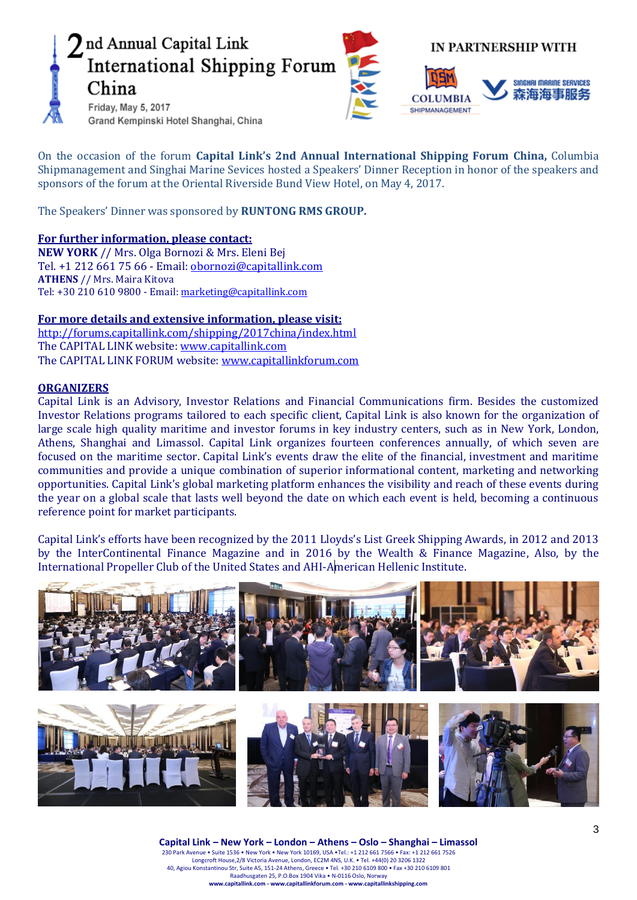# 2nd Annual Capital Link International Shipping Forum China

Friday, May 5, 2017
Grand Kempinski Hotel Shanghai, China

IN PARTNERSHIP WITH

COLUMBIA SHIPMANAGEMENT

SINGHAI MARINE SERVICES 森海海事服务

On the occasion of the forum **Capital Link's 2nd Annual International Shipping Forum China,** Columbia Shipmanagement and Singhai Marine Sevices hosted a Speakers' Dinner Reception in honor of the speakers and sponsors of the forum at the Oriental Riverside Bund View Hotel, on May 4, 2017.

The Speakers' Dinner was sponsored by **RUNTONG RMS GROUP.**

**For further information, please contact:**
**NEW YORK** // Mrs. Olga Bornozi & Mrs. Eleni Bej
Tel. +1 212 661 75 66 - Email: obornozi@capitallink.com
**ATHENS** // Mrs. Maira Kitova
Tel: +30 210 610 9800 - Email: marketing@capitallink.com

**For more details and extensive information, please visit:**
http://forums.capitallink.com/shipping/2017china/index.html
The CAPITAL LINK website: www.capitallink.com
The CAPITAL LINK FORUM website: www.capitallinkforum.com

## ORGANIZERS

Capital Link is an Advisory, Investor Relations and Financial Communications firm. Besides the customized Investor Relations programs tailored to each specific client, Capital Link is also known for the organization of large scale high quality maritime and investor forums in key industry centers, such as in New York, London, Athens, Shanghai and Limassol. Capital Link organizes fourteen conferences annually, of which seven are focused on the maritime sector. Capital Link's events draw the elite of the financial, investment and maritime communities and provide a unique combination of superior informational content, marketing and networking opportunities. Capital Link's global marketing platform enhances the visibility and reach of these events during the year on a global scale that lasts well beyond the date on which each event is held, becoming a continuous reference point for market participants.

Capital Link's efforts have been recognized by the 2011 Lloyds's List Greek Shipping Awards, in 2012 and 2013 by the InterContinental Finance Magazine and in 2016 by the Wealth & Finance Magazine, Also, by the International Propeller Club of the United States and AHI-American Hellenic Institute.

**Capital Link – New York – London – Athens – Oslo – Shanghai – Limassol**
230 Park Avenue • Suite 1536 • New York • New York 10169, USA •Tel.: +1 212 661 7566 • Fax: +1 212 661 7526
Longcroft House,2/8 Victoria Avenue, London, EC2M 4NS, U.K. • Tel. +44(0) 20 3206 1322
40, Agiou Konstantinou Str, Suite A5, 151-24 Athens, Greece • Tel. +30 210 6109 800 • Fax +30 210 6109 801
Raadhusgaten 25, P.O.Box 1904 Vika • N-0116 Oslo, Norway
**www.capitallink.com - www.capitallinkforum.com - www.capitallinkshipping.com**